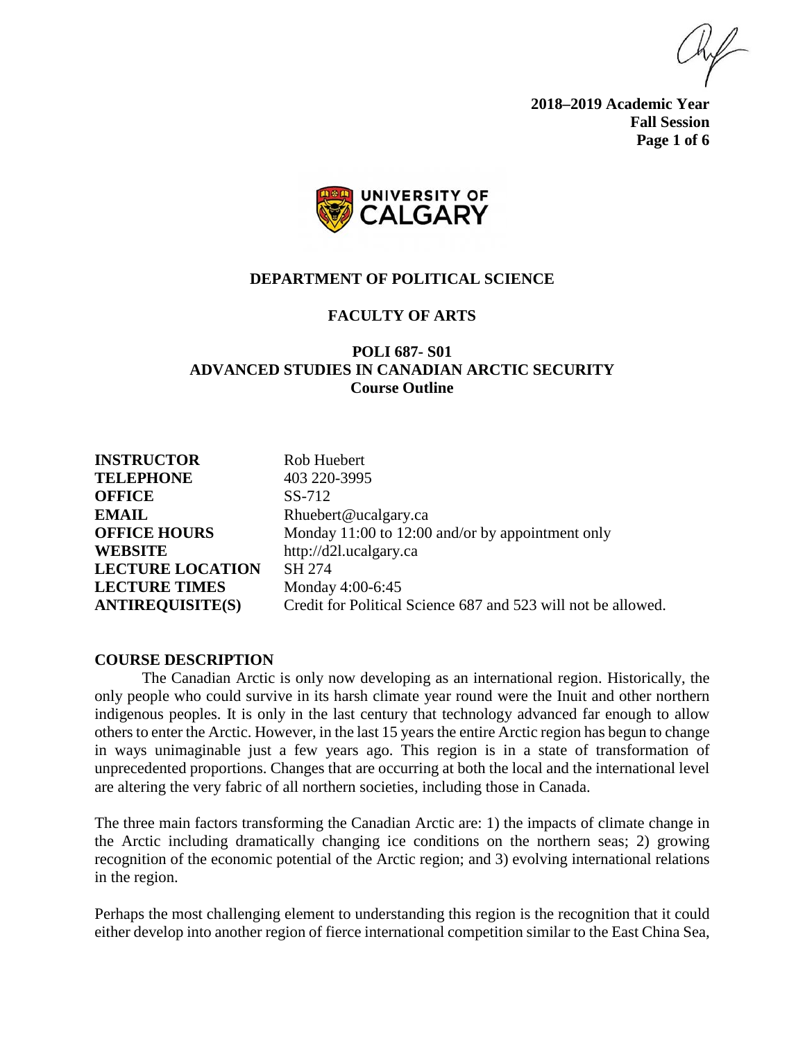**2018–2019 Academic Year**
**Fall Session**

**DEPARTMENT OF POLITICAL SCIENCE**

**FACULTY OF ARTS**

# POLI 687- S01
# ADVANCED STUDIES IN CANADIAN ARCTIC SECURITY
**Course Outline**

| | |
|---|---|
| **INSTRUCTOR** | Rob Huebert |
| **TELEPHONE** | 403 220-3995 |
| **OFFICE** | SS-712 |
| **EMAIL** | Rhuebert@ucalgary.ca |
| **OFFICE HOURS** | Monday 11:00 to 12:00 and/or by appointment only |
| **WEBSITE** | http://d2l.ucalgary.ca |
| **LECTURE LOCATION** | SH 274 |
| **LECTURE TIMES** | Monday 4:00-6:45 |
| **ANTIREQUISITE(S)** | Credit for Political Science 687 and 523 will not be allowed. |

## COURSE DESCRIPTION

The Canadian Arctic is only now developing as an international region. Historically, the only people who could survive in its harsh climate year round were the Inuit and other northern indigenous peoples. It is only in the last century that technology advanced far enough to allow others to enter the Arctic. However, in the last 15 years the entire Arctic region has begun to change in ways unimaginable just a few years ago. This region is in a state of transformation of unprecedented proportions. Changes that are occurring at both the local and the international level are altering the very fabric of all northern societies, including those in Canada.

The three main factors transforming the Canadian Arctic are: 1) the impacts of climate change in the Arctic including dramatically changing ice conditions on the northern seas; 2) growing recognition of the economic potential of the Arctic region; and 3) evolving international relations in the region.

Perhaps the most challenging element to understanding this region is the recognition that it could either develop into another region of fierce international competition similar to the East China Sea,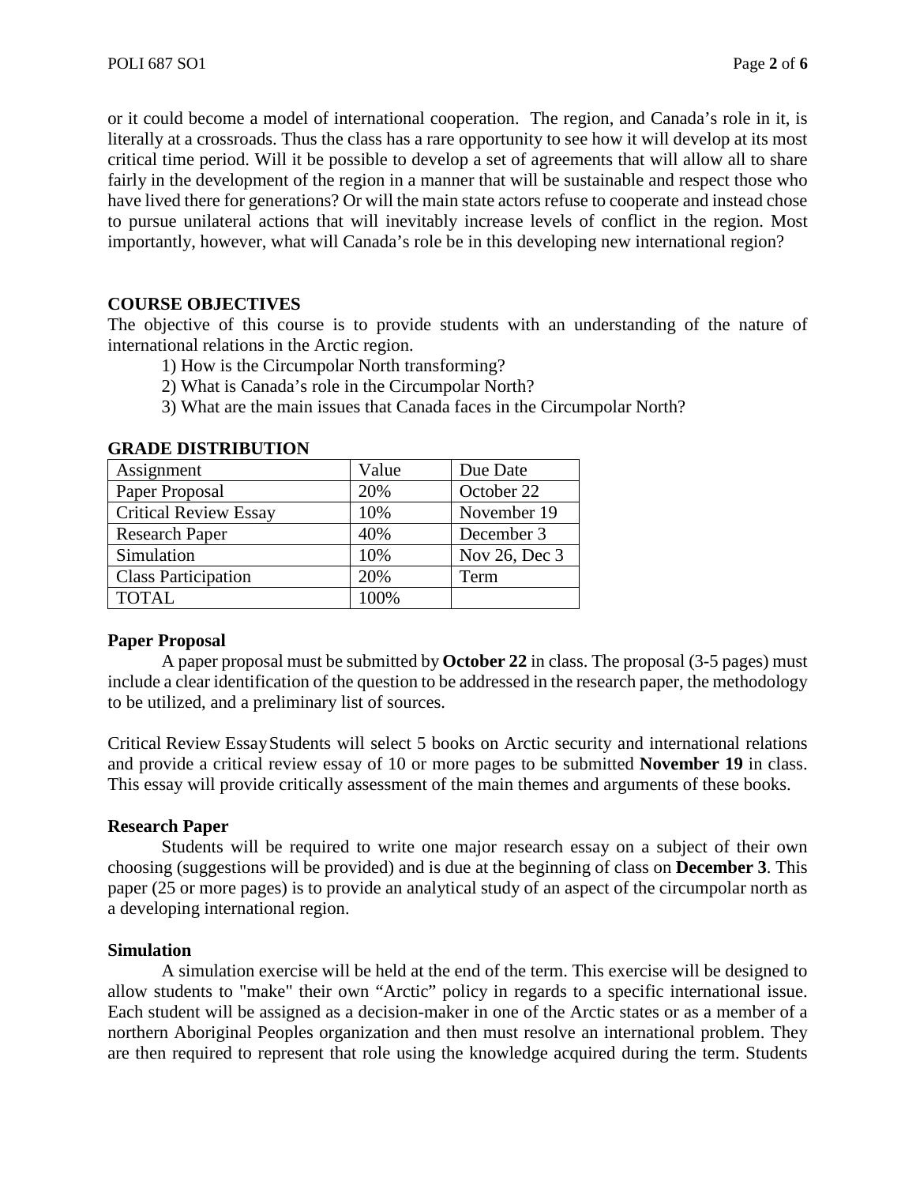or it could become a model of international cooperation.  The region, and Canada's role in it, is literally at a crossroads. Thus the class has a rare opportunity to see how it will develop at its most critical time period. Will it be possible to develop a set of agreements that will allow all to share fairly in the development of the region in a manner that will be sustainable and respect those who have lived there for generations? Or will the main state actors refuse to cooperate and instead chose to pursue unilateral actions that will inevitably increase levels of conflict in the region. Most importantly, however, what will Canada's role be in this developing new international region?

**COURSE OBJECTIVES**

The objective of this course is to provide students with an understanding of the nature of international relations in the Arctic region.

1) How is the Circumpolar North transforming?
2) What is Canada's role in the Circumpolar North?
3) What are the main issues that Canada faces in the Circumpolar North?

**GRADE DISTRIBUTION**

| Assignment | Value | Due Date |
|---|---|---|
| Paper Proposal | 20% | October 22 |
| Critical Review Essay | 10% | November 19 |
| Research Paper | 40% | December 3 |
| Simulation | 10% | Nov 26, Dec 3 |
| Class Participation | 20% | Term |
| TOTAL | 100% | |

**Paper Proposal**

A paper proposal must be submitted by **October 22** in class. The proposal (3-5 pages) must include a clear identification of the question to be addressed in the research paper, the methodology to be utilized, and a preliminary list of sources.

Critical Review Essay Students will select 5 books on Arctic security and international relations and provide a critical review essay of 10 or more pages to be submitted **November 19** in class. This essay will provide critically assessment of the main themes and arguments of these books.

**Research Paper**

Students will be required to write one major research essay on a subject of their own choosing (suggestions will be provided) and is due at the beginning of class on **December 3**. This paper (25 or more pages) is to provide an analytical study of an aspect of the circumpolar north as a developing international region.

**Simulation**

A simulation exercise will be held at the end of the term. This exercise will be designed to allow students to "make" their own "Arctic" policy in regards to a specific international issue. Each student will be assigned as a decision-maker in one of the Arctic states or as a member of a northern Aboriginal Peoples organization and then must resolve an international problem. They are then required to represent that role using the knowledge acquired during the term. Students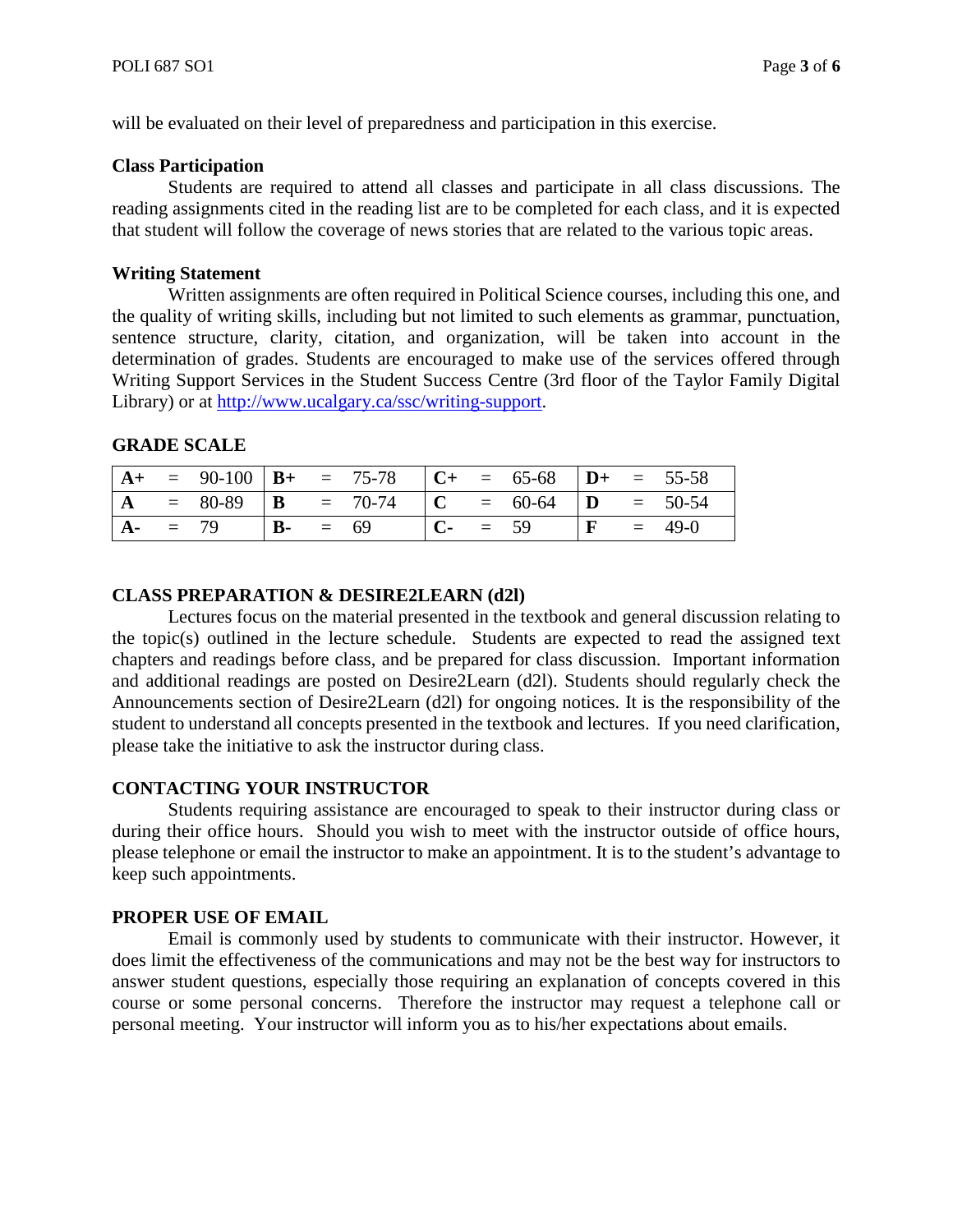will be evaluated on their level of preparedness and participation in this exercise.

### Class Participation

Students are required to attend all classes and participate in all class discussions. The reading assignments cited in the reading list are to be completed for each class, and it is expected that student will follow the coverage of news stories that are related to the various topic areas.

### Writing Statement

Written assignments are often required in Political Science courses, including this one, and the quality of writing skills, including but not limited to such elements as grammar, punctuation, sentence structure, clarity, citation, and organization, will be taken into account in the determination of grades. Students are encouraged to make use of the services offered through Writing Support Services in the Student Success Centre (3rd floor of the Taylor Family Digital Library) or at http://www.ucalgary.ca/ssc/writing-support.

## GRADE SCALE

| | | | | | | | | | | | |
|---|---|---|---|---|---|---|---|---|---|---|---|
| **A+** | = | 90-100 | **B+** | = | 75-78 | **C+** | = | 65-68 | **D+** | = | 55-58 |
| **A** | = | 80-89 | **B** | = | 70-74 | **C** | = | 60-64 | **D** | = | 50-54 |
| **A-** | = | 79 | **B-** | = | 69 | **C-** | = | 59 | **F** | = | 49-0 |

## CLASS PREPARATION & DESIRE2LEARN (d2l)

Lectures focus on the material presented in the textbook and general discussion relating to the topic(s) outlined in the lecture schedule. Students are expected to read the assigned text chapters and readings before class, and be prepared for class discussion. Important information and additional readings are posted on Desire2Learn (d2l). Students should regularly check the Announcements section of Desire2Learn (d2l) for ongoing notices. It is the responsibility of the student to understand all concepts presented in the textbook and lectures. If you need clarification, please take the initiative to ask the instructor during class.

## CONTACTING YOUR INSTRUCTOR

Students requiring assistance are encouraged to speak to their instructor during class or during their office hours. Should you wish to meet with the instructor outside of office hours, please telephone or email the instructor to make an appointment. It is to the student's advantage to keep such appointments.

## PROPER USE OF EMAIL

Email is commonly used by students to communicate with their instructor. However, it does limit the effectiveness of the communications and may not be the best way for instructors to answer student questions, especially those requiring an explanation of concepts covered in this course or some personal concerns. Therefore the instructor may request a telephone call or personal meeting. Your instructor will inform you as to his/her expectations about emails.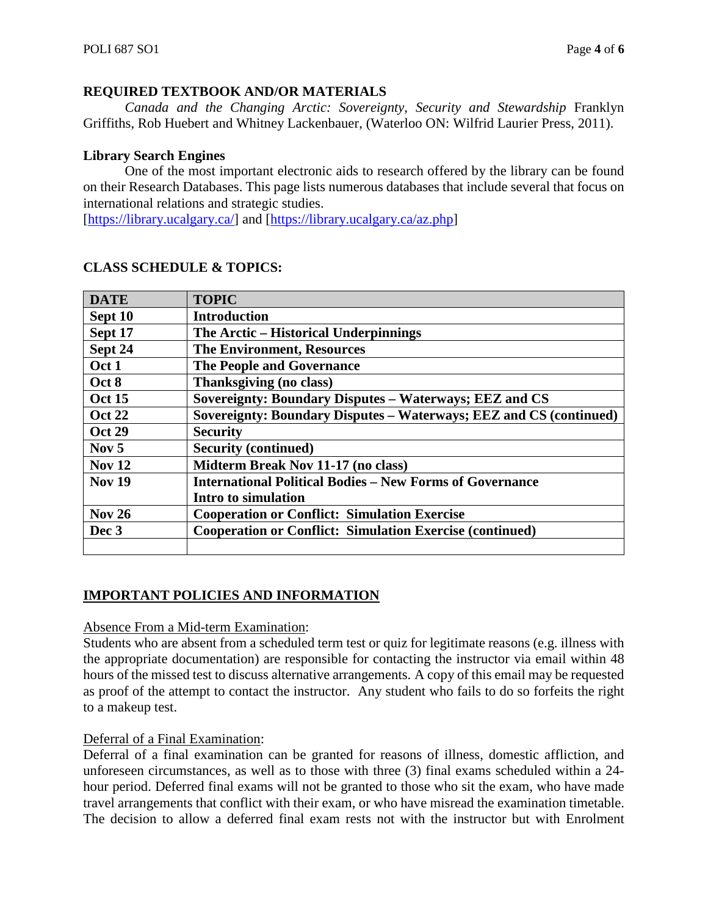## REQUIRED TEXTBOOK AND/OR MATERIALS

*Canada and the Changing Arctic: Sovereignty, Security and Stewardship* Franklyn Griffiths, Rob Huebert and Whitney Lackenbauer, (Waterloo ON: Wilfrid Laurier Press, 2011).

### Library Search Engines

One of the most important electronic aids to research offered by the library can be found on their Research Databases. This page lists numerous databases that include several that focus on international relations and strategic studies.
[https://library.ucalgary.ca/] and [https://library.ucalgary.ca/az.php]

## CLASS SCHEDULE & TOPICS:

| DATE | TOPIC |
|---|---|
| Sept 10 | Introduction |
| Sept 17 | The Arctic – Historical Underpinnings |
| Sept 24 | The Environment, Resources |
| Oct 1 | The People and Governance |
| Oct 8 | Thanksgiving (no class) |
| Oct 15 | Sovereignty: Boundary Disputes – Waterways; EEZ and CS |
| Oct 22 | Sovereignty: Boundary Disputes – Waterways; EEZ and CS (continued) |
| Oct 29 | Security |
| Nov 5 | Security (continued) |
| Nov 12 | Midterm Break Nov 11-17 (no class) |
| Nov 19 | International Political Bodies – New Forms of Governance<br>Intro to simulation |
| Nov 26 | Cooperation or Conflict: Simulation Exercise |
| Dec 3 | Cooperation or Conflict: Simulation Exercise (continued) |
| | |

## IMPORTANT POLICIES AND INFORMATION

Absence From a Mid-term Examination:
Students who are absent from a scheduled term test or quiz for legitimate reasons (e.g. illness with the appropriate documentation) are responsible for contacting the instructor via email within 48 hours of the missed test to discuss alternative arrangements. A copy of this email may be requested as proof of the attempt to contact the instructor. Any student who fails to do so forfeits the right to a makeup test.

Deferral of a Final Examination:
Deferral of a final examination can be granted for reasons of illness, domestic affliction, and unforeseen circumstances, as well as to those with three (3) final exams scheduled within a 24-hour period. Deferred final exams will not be granted to those who sit the exam, who have made travel arrangements that conflict with their exam, or who have misread the examination timetable. The decision to allow a deferred final exam rests not with the instructor but with Enrolment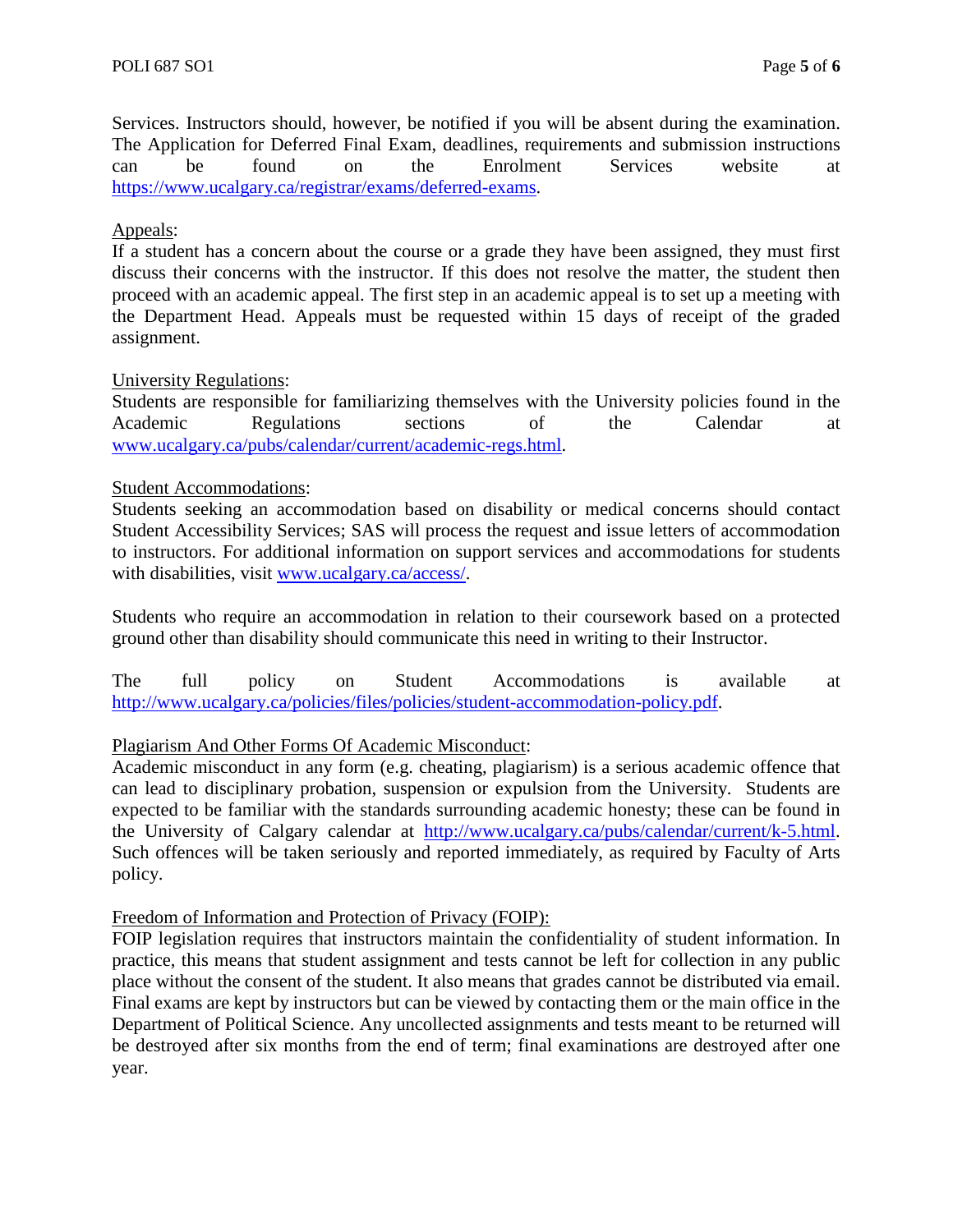Services. Instructors should, however, be notified if you will be absent during the examination. The Application for Deferred Final Exam, deadlines, requirements and submission instructions can be found on the Enrolment Services website at https://www.ucalgary.ca/registrar/exams/deferred-exams.

Appeals:

If a student has a concern about the course or a grade they have been assigned, they must first discuss their concerns with the instructor. If this does not resolve the matter, the student then proceed with an academic appeal. The first step in an academic appeal is to set up a meeting with the Department Head. Appeals must be requested within 15 days of receipt of the graded assignment.

University Regulations:

Students are responsible for familiarizing themselves with the University policies found in the Academic Regulations sections of the Calendar at www.ucalgary.ca/pubs/calendar/current/academic-regs.html.

Student Accommodations:

Students seeking an accommodation based on disability or medical concerns should contact Student Accessibility Services; SAS will process the request and issue letters of accommodation to instructors. For additional information on support services and accommodations for students with disabilities, visit www.ucalgary.ca/access/.

Students who require an accommodation in relation to their coursework based on a protected ground other than disability should communicate this need in writing to their Instructor.

The full policy on Student Accommodations is available at http://www.ucalgary.ca/policies/files/policies/student-accommodation-policy.pdf.

Plagiarism And Other Forms Of Academic Misconduct:

Academic misconduct in any form (e.g. cheating, plagiarism) is a serious academic offence that can lead to disciplinary probation, suspension or expulsion from the University. Students are expected to be familiar with the standards surrounding academic honesty; these can be found in the University of Calgary calendar at http://www.ucalgary.ca/pubs/calendar/current/k-5.html. Such offences will be taken seriously and reported immediately, as required by Faculty of Arts policy.

Freedom of Information and Protection of Privacy (FOIP):

FOIP legislation requires that instructors maintain the confidentiality of student information. In practice, this means that student assignment and tests cannot be left for collection in any public place without the consent of the student. It also means that grades cannot be distributed via email. Final exams are kept by instructors but can be viewed by contacting them or the main office in the Department of Political Science. Any uncollected assignments and tests meant to be returned will be destroyed after six months from the end of term; final examinations are destroyed after one year.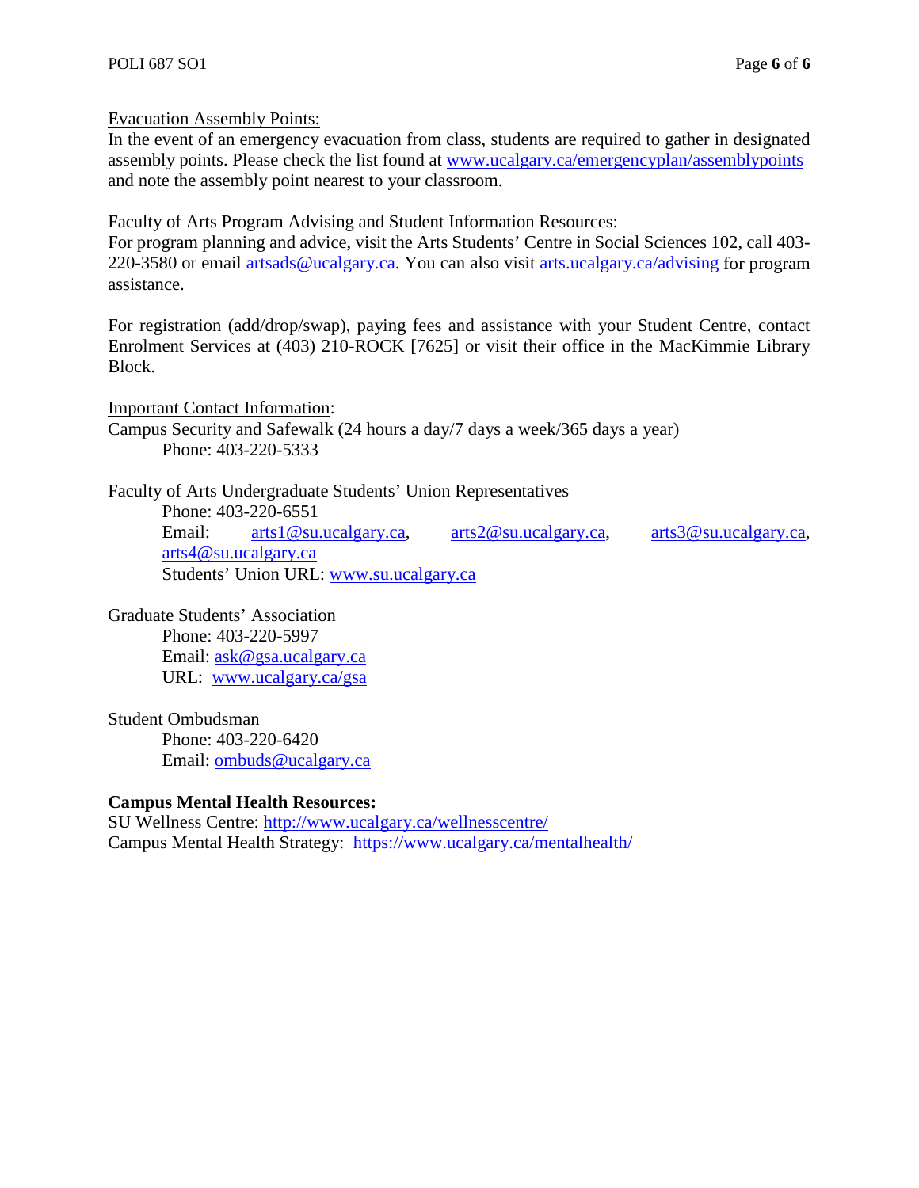Evacuation Assembly Points:

In the event of an emergency evacuation from class, students are required to gather in designated assembly points. Please check the list found at [www.ucalgary.ca/emergencyplan/assemblypoints](http://www.ucalgary.ca/emergencyplan/assemblypoints) and note the assembly point nearest to your classroom.

Faculty of Arts Program Advising and Student Information Resources:

For program planning and advice, visit the Arts Students' Centre in Social Sciences 102, call 403-220-3580 or email [artsads@ucalgary.ca](mailto:artsads@ucalgary.ca). You can also visit [arts.ucalgary.ca/advising](http://arts.ucalgary.ca/advising) for program assistance.

For registration (add/drop/swap), paying fees and assistance with your Student Centre, contact Enrolment Services at (403) 210-ROCK [7625] or visit their office in the MacKimmie Library Block.

Important Contact Information:

Campus Security and Safewalk (24 hours a day/7 days a week/365 days a year)
Phone: 403-220-5333

Faculty of Arts Undergraduate Students' Union Representatives
Phone: 403-220-6551
Email: [arts1@su.ucalgary.ca](mailto:arts1@su.ucalgary.ca), [arts2@su.ucalgary.ca](mailto:arts2@su.ucalgary.ca), [arts3@su.ucalgary.ca](mailto:arts3@su.ucalgary.ca), [arts4@su.ucalgary.ca](mailto:arts4@su.ucalgary.ca)
Students' Union URL: [www.su.ucalgary.ca](http://www.su.ucalgary.ca)

Graduate Students' Association
Phone: 403-220-5997
Email: [ask@gsa.ucalgary.ca](mailto:ask@gsa.ucalgary.ca)
URL: [www.ucalgary.ca/gsa](http://www.ucalgary.ca/gsa)

Student Ombudsman
Phone: 403-220-6420
Email: [ombuds@ucalgary.ca](mailto:ombuds@ucalgary.ca)

**Campus Mental Health Resources:**

SU Wellness Centre: [http://www.ucalgary.ca/wellnesscentre/](http://www.ucalgary.ca/wellnesscentre/)
Campus Mental Health Strategy: [https://www.ucalgary.ca/mentalhealth/](https://www.ucalgary.ca/mentalhealth/)